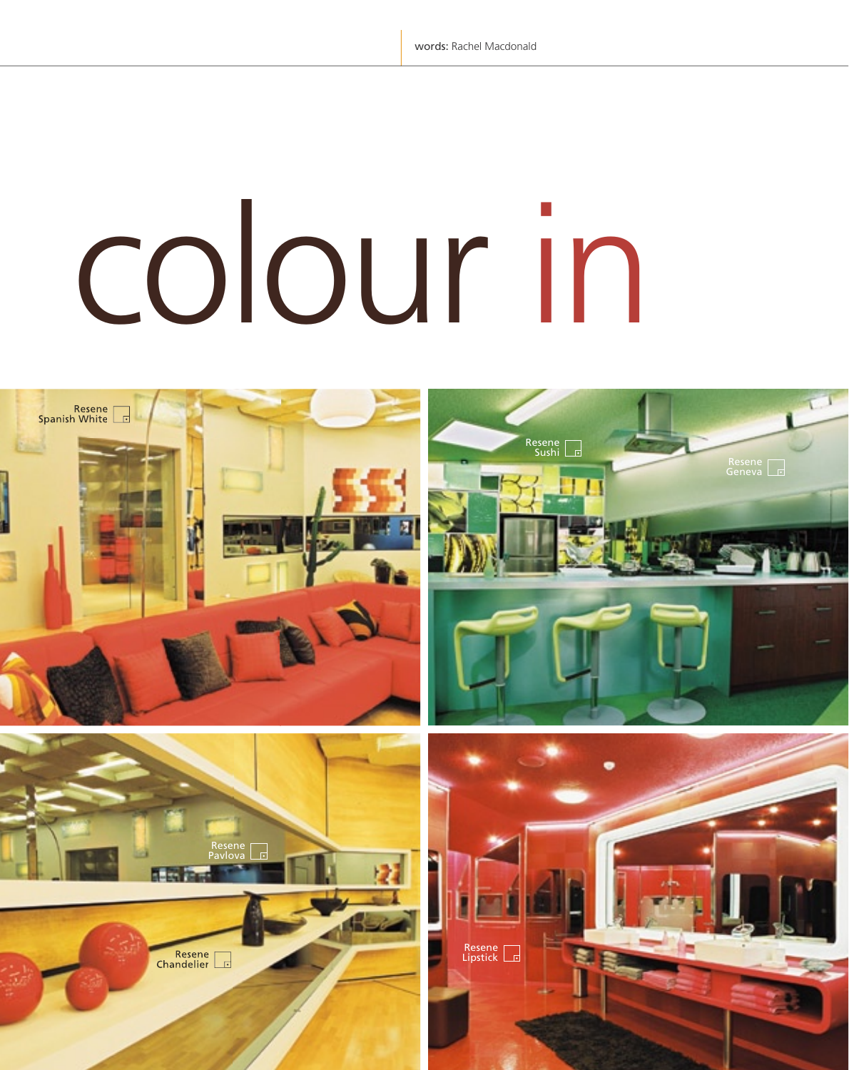words: Rachel Macdonald

# colour in

Resene Spanish White

Resene Sushi

Resene Geneva

Resene Pavlova

Resene Chandelier

Resene Lipstick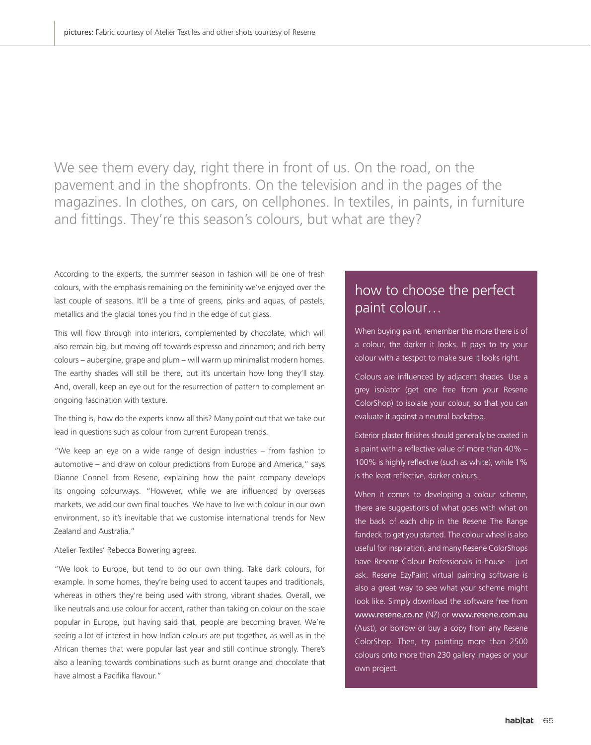pictures: Fabric courtesy of Atelier Textiles and other shots courtesy of Resene

We see them every day, right there in front of us. On the road, on the pavement and in the shopfronts. On the television and in the pages of the magazines. In clothes, on cars, on cellphones. In textiles, in paints, in furniture and fittings. They're this season's colours, but what are they?

According to the experts, the summer season in fashion will be one of fresh colours, with the emphasis remaining on the femininity we've enjoyed over the last couple of seasons. It'll be a time of greens, pinks and aquas, of pastels, metallics and the glacial tones you find in the edge of cut glass.

This will flow through into interiors, complemented by chocolate, which will also remain big, but moving off towards espresso and cinnamon; and rich berry colours – aubergine, grape and plum – will warm up minimalist modern homes. The earthy shades will still be there, but it's uncertain how long they'll stay. And, overall, keep an eye out for the resurrection of pattern to complement an ongoing fascination with texture.

The thing is, how do the experts know all this? Many point out that we take our lead in questions such as colour from current European trends.

"We keep an eye on a wide range of design industries – from fashion to automotive – and draw on colour predictions from Europe and America," says Dianne Connell from Resene, explaining how the paint company develops its ongoing colourways. "However, while we are influenced by overseas markets, we add our own final touches. We have to live with colour in our own environment, so it's inevitable that we customise international trends for New Zealand and Australia."

Atelier Textiles' Rebecca Bowering agrees.

"We look to Europe, but tend to do our own thing. Take dark colours, for example. In some homes, they're being used to accent taupes and traditionals, whereas in others they're being used with strong, vibrant shades. Overall, we like neutrals and use colour for accent, rather than taking on colour on the scale popular in Europe, but having said that, people are becoming braver. We're seeing a lot of interest in how Indian colours are put together, as well as in the African themes that were popular last year and still continue strongly. There's also a leaning towards combinations such as burnt orange and chocolate that have almost a Pacifika flavour."

## how to choose the perfect paint colour…

When buying paint, remember the more there is of a colour, the darker it looks. It pays to try your colour with a testpot to make sure it looks right.

Colours are influenced by adjacent shades. Use a grey isolator (get one free from your Resene ColorShop) to isolate your colour, so that you can evaluate it against a neutral backdrop.

Exterior plaster finishes should generally be coated in a paint with a reflective value of more than 40% – 100% is highly reflective (such as white), while 1% is the least reflective, darker colours.

When it comes to developing a colour scheme, there are suggestions of what goes with what on the back of each chip in the Resene The Range fandeck to get you started. The colour wheel is also useful for inspiration, and many Resene ColorShops have Resene Colour Professionals in-house – just ask. Resene EzyPaint virtual painting software is also a great way to see what your scheme might look like. Simply download the software free from **www.resene.co.nz** (NZ) or **www.resene.com.au** (Aust), or borrow or buy a copy from any Resene ColorShop. Then, try painting more than 2500 colours onto more than 230 gallery images or your own project.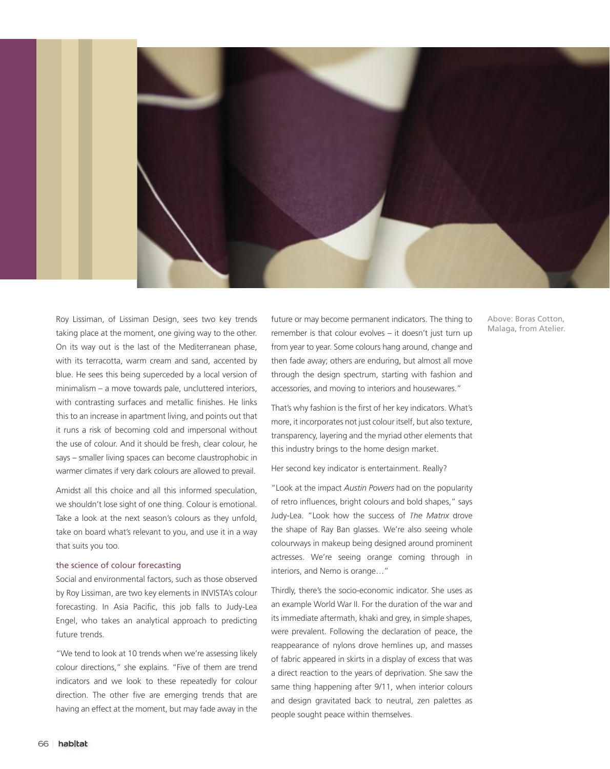Above: Boras Cotton, Malaga, from Atelier.

Roy Lissiman, of Lissiman Design, sees two key trends taking place at the moment, one giving way to the other. On its way out is the last of the Mediterranean phase, with its terracotta, warm cream and sand, accented by blue. He sees this being superceded by a local version of minimalism – a move towards pale, uncluttered interiors, with contrasting surfaces and metallic finishes. He links this to an increase in apartment living, and points out that it runs a risk of becoming cold and impersonal without the use of colour. And it should be fresh, clear colour, he says – smaller living spaces can become claustrophobic in warmer climates if very dark colours are allowed to prevail.

Amidst all this choice and all this informed speculation, we shouldn't lose sight of one thing. Colour is emotional. Take a look at the next season's colours as they unfold, take on board what's relevant to you, and use it in a way that suits you too.

## the science of colour forecasting

Social and environmental factors, such as those observed by Roy Lissiman, are two key elements in INVISTA's colour forecasting. In Asia Pacific, this job falls to Judy-Lea Engel, who takes an analytical approach to predicting future trends.

"We tend to look at 10 trends when we're assessing likely colour directions," she explains. "Five of them are trend indicators and we look to these repeatedly for colour direction. The other five are emerging trends that are having an effect at the moment, but may fade away in the future or may become permanent indicators. The thing to remember is that colour evolves – it doesn't just turn up from year to year. Some colours hang around, change and then fade away; others are enduring, but almost all move through the design spectrum, starting with fashion and accessories, and moving to interiors and housewares."

That's why fashion is the first of her key indicators. What's more, it incorporates not just colour itself, but also texture, transparency, layering and the myriad other elements that this industry brings to the home design market.

Her second key indicator is entertainment. Really?

"Look at the impact *Austin Powers* had on the popularıty of retro influences, bright colours and bold shapes," says Judy-Lea. "Look how the success of *The Matrix* drove the shape of Ray Ban glasses. We're also seeing whole colourways in makeup being designed around prominent actresses. We're seeing orange coming through in interiors, and Nemo is orange…"

Thirdly, there's the socio-economic indicator. She uses as an example World War II. For the duration of the war and its immediate aftermath, khaki and grey, in simple shapes, were prevalent. Following the declaration of peace, the reappearance of nylons drove hemlines up, and masses of fabric appeared in skirts in a display of excess that was a direct reaction to the years of deprivation. She saw the same thing happening after 9/11, when interior colours and design gravitated back to neutral, zen palettes as people sought peace within themselves.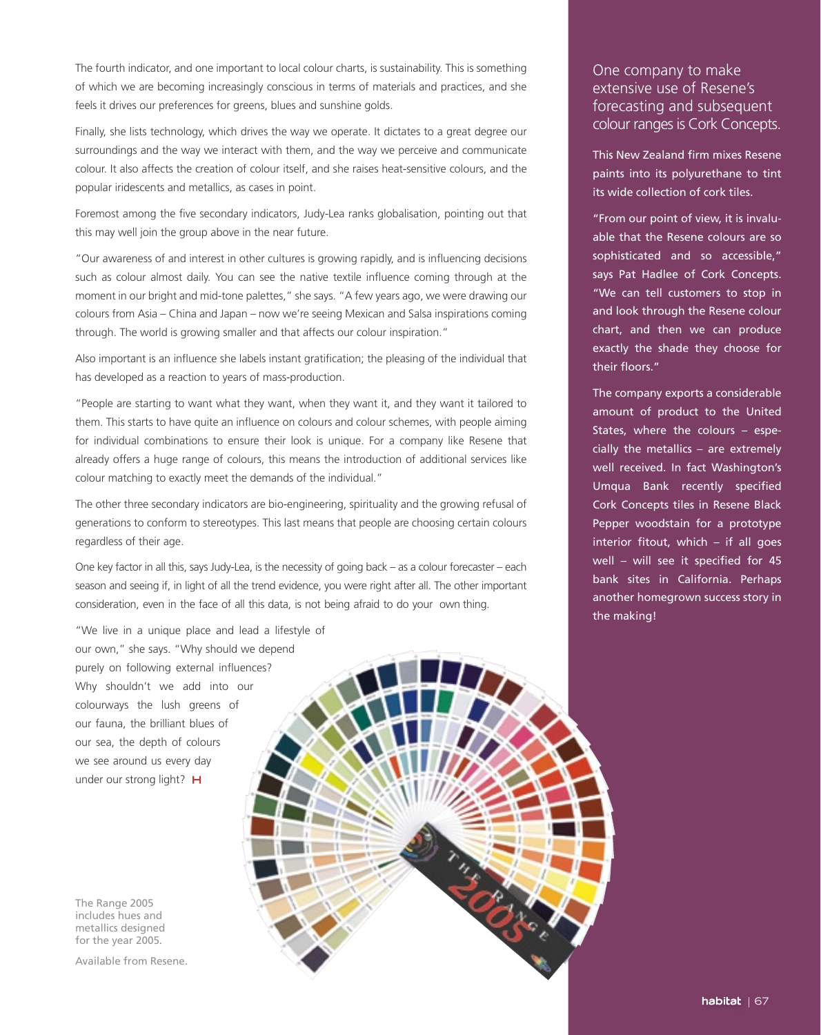The fourth indicator, and one important to local colour charts, is sustainability. This is something of which we are becoming increasingly conscious in terms of materials and practices, and she feels it drives our preferences for greens, blues and sunshine golds.

Finally, she lists technology, which drives the way we operate. It dictates to a great degree our surroundings and the way we interact with them, and the way we perceive and communicate colour. It also affects the creation of colour itself, and she raises heat-sensitive colours, and the popular iridescents and metallics, as cases in point.

Foremost among the five secondary indicators, Judy-Lea ranks globalisation, pointing out that this may well join the group above in the near future.

"Our awareness of and interest in other cultures is growing rapidly, and is influencing decisions such as colour almost daily. You can see the native textile influence coming through at the moment in our bright and mid-tone palettes," she says. "A few years ago, we were drawing our colours from Asia – China and Japan – now we're seeing Mexican and Salsa inspirations coming through. The world is growing smaller and that affects our colour inspiration."

Also important is an influence she labels instant gratification; the pleasing of the individual that has developed as a reaction to years of mass-production.

"People are starting to want what they want, when they want it, and they want it tailored to them. This starts to have quite an influence on colours and colour schemes, with people aiming for individual combinations to ensure their look is unique. For a company like Resene that already offers a huge range of colours, this means the introduction of additional services like colour matching to exactly meet the demands of the individual."

The other three secondary indicators are bio-engineering, spirituality and the growing refusal of generations to conform to stereotypes. This last means that people are choosing certain colours regardless of their age.

One key factor in all this, says Judy-Lea, is the necessity of going back – as a colour forecaster – each season and seeing if, in light of all the trend evidence, you were right after all. The other important consideration, even in the face of all this data, is not being afraid to do your own thing.

"We live in a unique place and lead a lifestyle of our own," she says. "Why should we depend purely on following external influences? Why shouldn't we add into our colourways the lush greens of our fauna, the brilliant blues of our sea, the depth of colours we see around us every day under our strong light?

The Range 2005 includes hues and metallics designed for the year 2005.

Available from Resene.

## One company to make extensive use of Resene's forecasting and subsequent colour ranges is Cork Concepts.

This New Zealand firm mixes Resene paints into its polyurethane to tint its wide collection of cork tiles.

"From our point of view, it is invaluable that the Resene colours are so sophisticated and so accessible," says Pat Hadlee of Cork Concepts. "We can tell customers to stop in and look through the Resene colour chart, and then we can produce exactly the shade they choose for their floors."

The company exports a considerable amount of product to the United States, where the colours – especially the metallics – are extremely well received. In fact Washington's Umqua Bank recently specified Cork Concepts tiles in Resene Black Pepper woodstain for a prototype interior fitout, which – if all goes well – will see it specified for 45 bank sites in California. Perhaps another homegrown success story in the making!